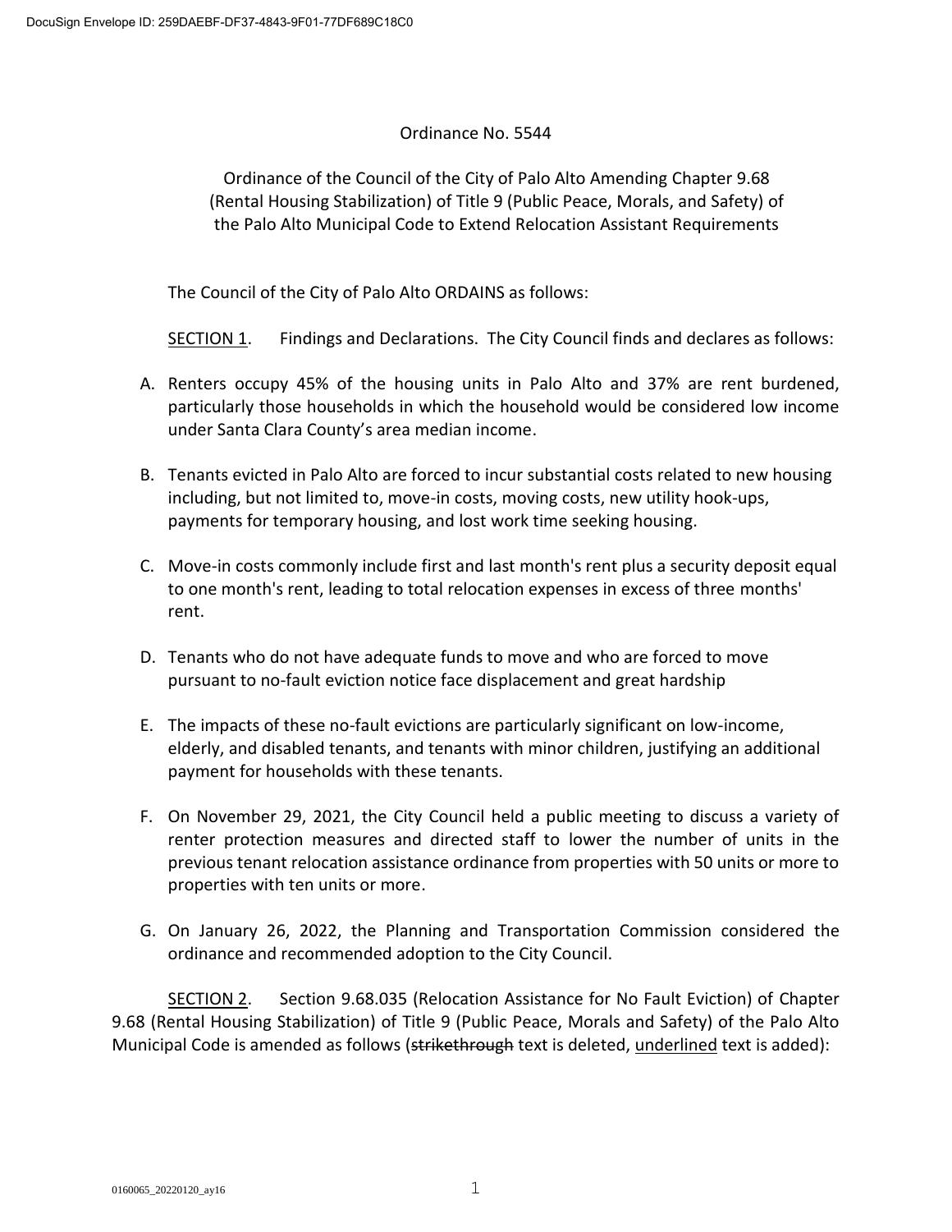Ordinance No. 5544

Ordinance of the Council of the City of Palo Alto Amending Chapter 9.68 (Rental Housing Stabilization) of Title 9 (Public Peace, Morals, and Safety) of the Palo Alto Municipal Code to Extend Relocation Assistant Requirements

The Council of the City of Palo Alto ORDAINS as follows:

<u>SECTION 1</u>. Findings and Declarations. The City Council finds and declares as follows:

A. Renters occupy 45% of the housing units in Palo Alto and 37% are rent burdened, particularly those households in which the household would be considered low income under Santa Clara County's area median income.

B. Tenants evicted in Palo Alto are forced to incur substantial costs related to new housing including, but not limited to, move-in costs, moving costs, new utility hook-ups, payments for temporary housing, and lost work time seeking housing.

C. Move-in costs commonly include first and last month's rent plus a security deposit equal to one month's rent, leading to total relocation expenses in excess of three months' rent.

D. Tenants who do not have adequate funds to move and who are forced to move pursuant to no-fault eviction notice face displacement and great hardship

E. The impacts of these no-fault evictions are particularly significant on low-income, elderly, and disabled tenants, and tenants with minor children, justifying an additional payment for households with these tenants.

F. On November 29, 2021, the City Council held a public meeting to discuss a variety of renter protection measures and directed staff to lower the number of units in the previous tenant relocation assistance ordinance from properties with 50 units or more to properties with ten units or more.

G. On January 26, 2022, the Planning and Transportation Commission considered the ordinance and recommended adoption to the City Council.

<u>SECTION 2</u>. Section 9.68.035 (Relocation Assistance for No Fault Eviction) of Chapter 9.68 (Rental Housing Stabilization) of Title 9 (Public Peace, Morals and Safety) of the Palo Alto Municipal Code is amended as follows (~~strikethrough~~ text is deleted, <u>underlined</u> text is added):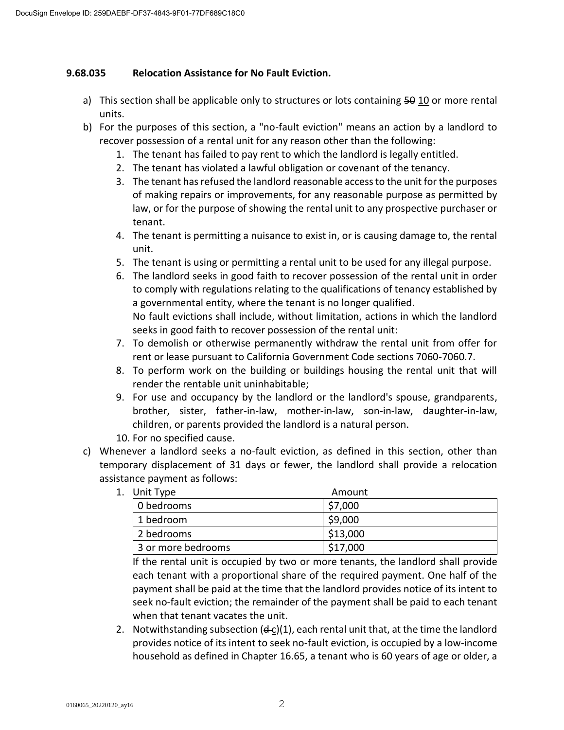**9.68.035 Relocation Assistance for No Fault Eviction.**

a) This section shall be applicable only to structures or lots containing ~~50~~ 10 or more rental units.

b) For the purposes of this section, a "no-fault eviction" means an action by a landlord to recover possession of a rental unit for any reason other than the following:
   1. The tenant has failed to pay rent to which the landlord is legally entitled.
   2. The tenant has violated a lawful obligation or covenant of the tenancy.
   3. The tenant has refused the landlord reasonable access to the unit for the purposes of making repairs or improvements, for any reasonable purpose as permitted by law, or for the purpose of showing the rental unit to any prospective purchaser or tenant.
   4. The tenant is permitting a nuisance to exist in, or is causing damage to, the rental unit.
   5. The tenant is using or permitting a rental unit to be used for any illegal purpose.
   6. The landlord seeks in good faith to recover possession of the rental unit in order to comply with regulations relating to the qualifications of tenancy established by a governmental entity, where the tenant is no longer qualified.
   No fault evictions shall include, without limitation, actions in which the landlord seeks in good faith to recover possession of the rental unit:
   7. To demolish or otherwise permanently withdraw the rental unit from offer for rent or lease pursuant to California Government Code sections 7060-7060.7.
   8. To perform work on the building or buildings housing the rental unit that will render the rentable unit uninhabitable;
   9. For use and occupancy by the landlord or the landlord's spouse, grandparents, brother, sister, father-in-law, mother-in-law, son-in-law, daughter-in-law, children, or parents provided the landlord is a natural person.
   10. For no specified cause.

c) Whenever a landlord seeks a no-fault eviction, as defined in this section, other than temporary displacement of 31 days or fewer, the landlord shall provide a relocation assistance payment as follows:
   1. 

| Unit Type | Amount |
|---|---|
| 0 bedrooms | $7,000 |
| 1 bedroom | $9,000 |
| 2 bedrooms | $13,000 |
| 3 or more bedrooms | $17,000 |

   If the rental unit is occupied by two or more tenants, the landlord shall provide each tenant with a proportional share of the required payment. One half of the payment shall be paid at the time that the landlord provides notice of its intent to seek no-fault eviction; the remainder of the payment shall be paid to each tenant when that tenant vacates the unit.

   2. Notwithstanding subsection (~~d~~ c)(1), each rental unit that, at the time the landlord provides notice of its intent to seek no-fault eviction, is occupied by a low-income household as defined in Chapter 16.65, a tenant who is 60 years of age or older, a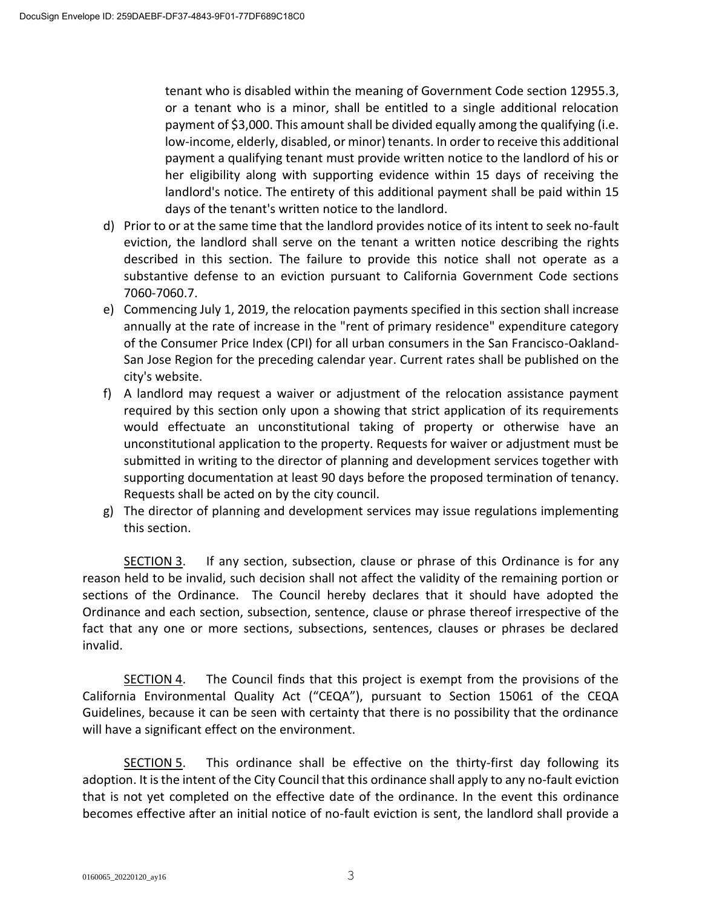tenant who is disabled within the meaning of Government Code section 12955.3, or a tenant who is a minor, shall be entitled to a single additional relocation payment of $3,000. This amount shall be divided equally among the qualifying (i.e. low-income, elderly, disabled, or minor) tenants. In order to receive this additional payment a qualifying tenant must provide written notice to the landlord of his or her eligibility along with supporting evidence within 15 days of receiving the landlord's notice. The entirety of this additional payment shall be paid within 15 days of the tenant's written notice to the landlord.

d) Prior to or at the same time that the landlord provides notice of its intent to seek no-fault eviction, the landlord shall serve on the tenant a written notice describing the rights described in this section. The failure to provide this notice shall not operate as a substantive defense to an eviction pursuant to California Government Code sections 7060-7060.7.

e) Commencing July 1, 2019, the relocation payments specified in this section shall increase annually at the rate of increase in the "rent of primary residence" expenditure category of the Consumer Price Index (CPI) for all urban consumers in the San Francisco-Oakland-San Jose Region for the preceding calendar year. Current rates shall be published on the city's website.

f) A landlord may request a waiver or adjustment of the relocation assistance payment required by this section only upon a showing that strict application of its requirements would effectuate an unconstitutional taking of property or otherwise have an unconstitutional application to the property. Requests for waiver or adjustment must be submitted in writing to the director of planning and development services together with supporting documentation at least 90 days before the proposed termination of tenancy. Requests shall be acted on by the city council.

g) The director of planning and development services may issue regulations implementing this section.

SECTION 3. If any section, subsection, clause or phrase of this Ordinance is for any reason held to be invalid, such decision shall not affect the validity of the remaining portion or sections of the Ordinance. The Council hereby declares that it should have adopted the Ordinance and each section, subsection, sentence, clause or phrase thereof irrespective of the fact that any one or more sections, subsections, sentences, clauses or phrases be declared invalid.

SECTION 4. The Council finds that this project is exempt from the provisions of the California Environmental Quality Act ("CEQA"), pursuant to Section 15061 of the CEQA Guidelines, because it can be seen with certainty that there is no possibility that the ordinance will have a significant effect on the environment.

SECTION 5. This ordinance shall be effective on the thirty-first day following its adoption. It is the intent of the City Council that this ordinance shall apply to any no-fault eviction that is not yet completed on the effective date of the ordinance. In the event this ordinance becomes effective after an initial notice of no-fault eviction is sent, the landlord shall provide a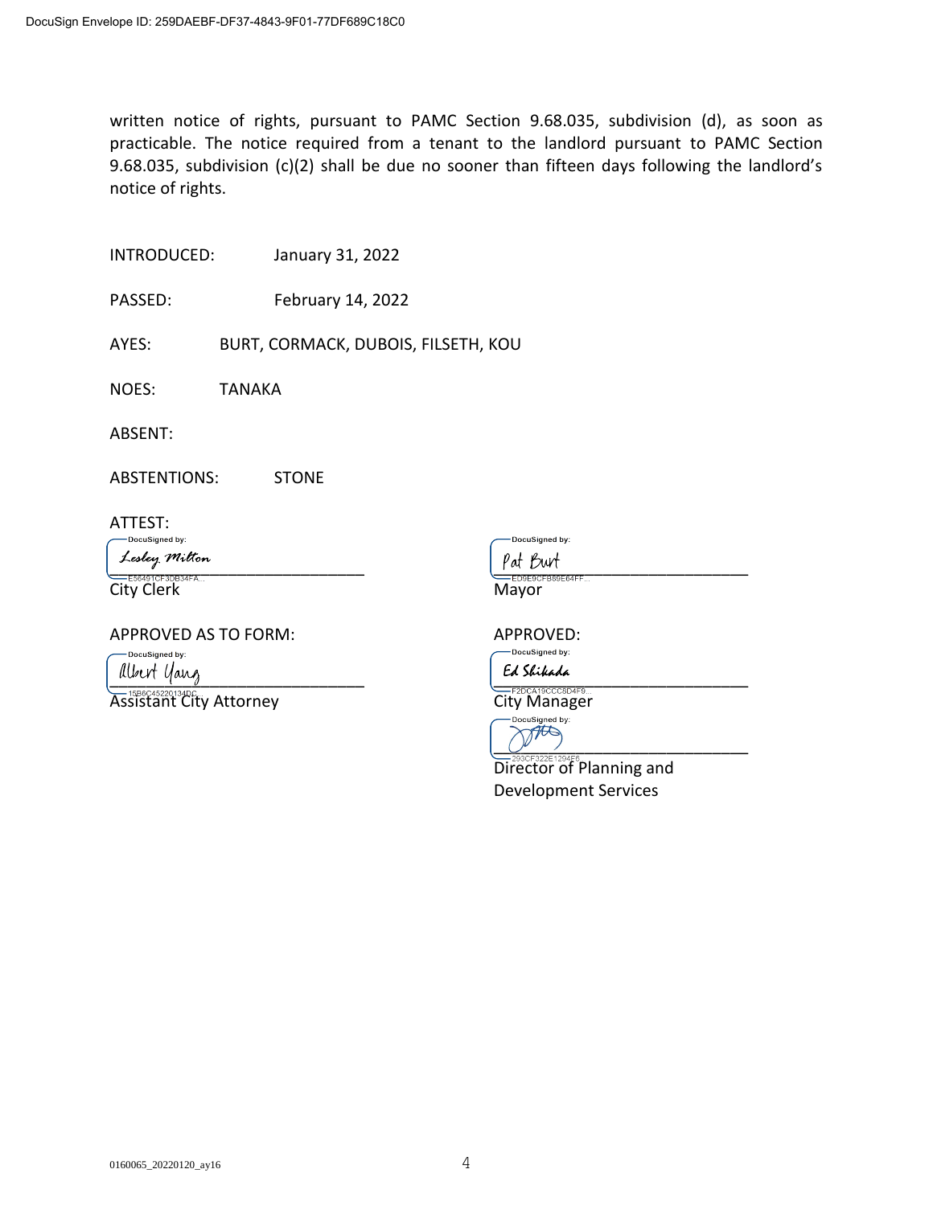written notice of rights, pursuant to PAMC Section 9.68.035, subdivision (d), as soon as practicable. The notice required from a tenant to the landlord pursuant to PAMC Section 9.68.035, subdivision (c)(2) shall be due no sooner than fifteen days following the landlord's notice of rights.

INTRODUCED: January 31, 2022

PASSED: February 14, 2022

AYES: BURT, CORMACK, DUBOIS, FILSETH, KOU

NOES: TANAKA

ABSENT:

ABSTENTIONS: STONE

ATTEST:

DocuSigned by:
Lesley Milton
E56491CF3DB34FA...
City Clerk

DocuSigned by:
Pat Burt
ED9E9CFB89E64FF...
Mayor

APPROVED AS TO FORM:

DocuSigned by:
Albert Yang
15B6C45220134DC...
Assistant City Attorney

APPROVED:

DocuSigned by:
Ed Shikada
F2DCA19CCC8D4F9...
City Manager

DocuSigned by:
293CF322E1294F6...
Director of Planning and Development Services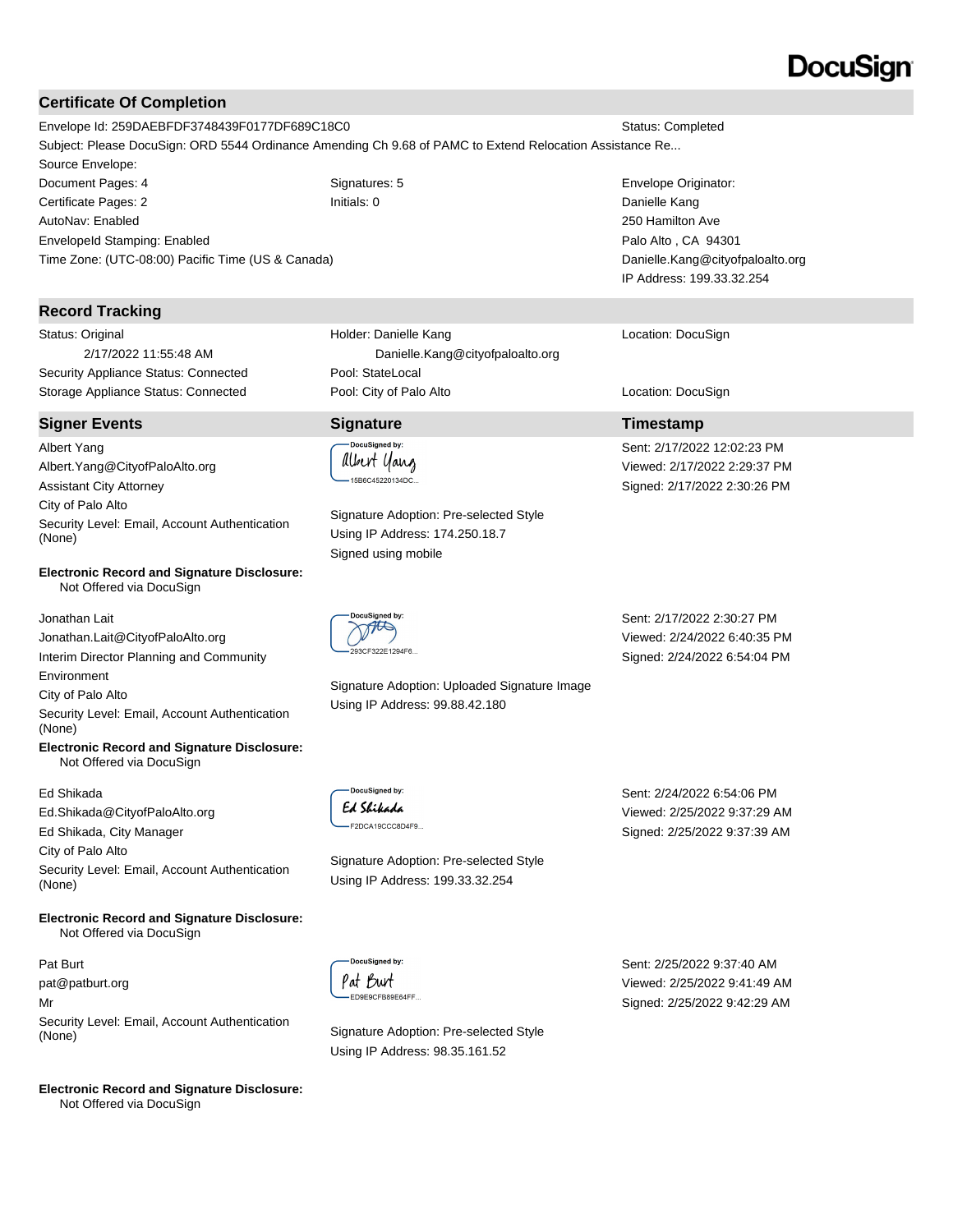DocuSign

## Certificate Of Completion

Envelope Id: 259DAEBFDF3748439F0177DF689C18C0 — Status: Completed

Subject: Please DocuSign: ORD 5544 Ordinance Amending Ch 9.68 of PAMC to Extend Relocation Assistance Re...

Source Envelope:

| | | |
|---|---|---|
| Document Pages: 4 | Signatures: 5 | Envelope Originator: |
| Certificate Pages: 2 | Initials: 0 | Danielle Kang |
| AutoNav: Enabled | | 250 Hamilton Ave |
| EnvelopeId Stamping: Enabled | | Palo Alto , CA 94301 |
| Time Zone: (UTC-08:00) Pacific Time (US & Canada) | | Danielle.Kang@cityofpaloalto.org |
| | | IP Address: 199.33.32.254 |

## Record Tracking

| | | |
|---|---|---|
| Status: Original<br>2/17/2022 11:55:48 AM | Holder: Danielle Kang<br>Danielle.Kang@cityofpaloalto.org | Location: DocuSign |
| Security Appliance Status: Connected | Pool: StateLocal | |
| Storage Appliance Status: Connected | Pool: City of Palo Alto | Location: DocuSign |

## Signer Events

| Signer Events | Signature | Timestamp |
|---|---|---|
| Albert Yang<br>Albert.Yang@CityofPaloAlto.org<br>Assistant City Attorney<br>City of Palo Alto<br>Security Level: Email, Account Authentication (None)<br><br>**Electronic Record and Signature Disclosure:**<br>Not Offered via DocuSign | DocuSigned by:<br>Albert Yang<br>15B6C45220134DC...<br><br>Signature Adoption: Pre-selected Style<br>Using IP Address: 174.250.18.7<br>Signed using mobile | Sent: 2/17/2022 12:02:23 PM<br>Viewed: 2/17/2022 2:29:37 PM<br>Signed: 2/17/2022 2:30:26 PM |
| Jonathan Lait<br>Jonathan.Lait@CityofPaloAlto.org<br>Interim Director Planning and Community Environment<br>City of Palo Alto<br>Security Level: Email, Account Authentication (None)<br><br>**Electronic Record and Signature Disclosure:**<br>Not Offered via DocuSign | DocuSigned by:<br>293CF322E1294F6...<br><br>Signature Adoption: Uploaded Signature Image<br>Using IP Address: 99.88.42.180 | Sent: 2/17/2022 2:30:27 PM<br>Viewed: 2/24/2022 6:40:35 PM<br>Signed: 2/24/2022 6:54:04 PM |
| Ed Shikada<br>Ed.Shikada@CityofPaloAlto.org<br>Ed Shikada, City Manager<br>City of Palo Alto<br>Security Level: Email, Account Authentication (None)<br><br>**Electronic Record and Signature Disclosure:**<br>Not Offered via DocuSign | DocuSigned by:<br>Ed Shikada<br>F2DCA19CCC8D4F9...<br><br>Signature Adoption: Pre-selected Style<br>Using IP Address: 199.33.32.254 | Sent: 2/24/2022 6:54:06 PM<br>Viewed: 2/25/2022 9:37:29 AM<br>Signed: 2/25/2022 9:37:39 AM |
| Pat Burt<br>pat@patburt.org<br>Mr<br>Security Level: Email, Account Authentication (None)<br><br>**Electronic Record and Signature Disclosure:**<br>Not Offered via DocuSign | DocuSigned by:<br>Pat Burt<br>ED9E9CFB89E64FF...<br><br>Signature Adoption: Pre-selected Style<br>Using IP Address: 98.35.161.52 | Sent: 2/25/2022 9:37:40 AM<br>Viewed: 2/25/2022 9:41:49 AM<br>Signed: 2/25/2022 9:42:29 AM |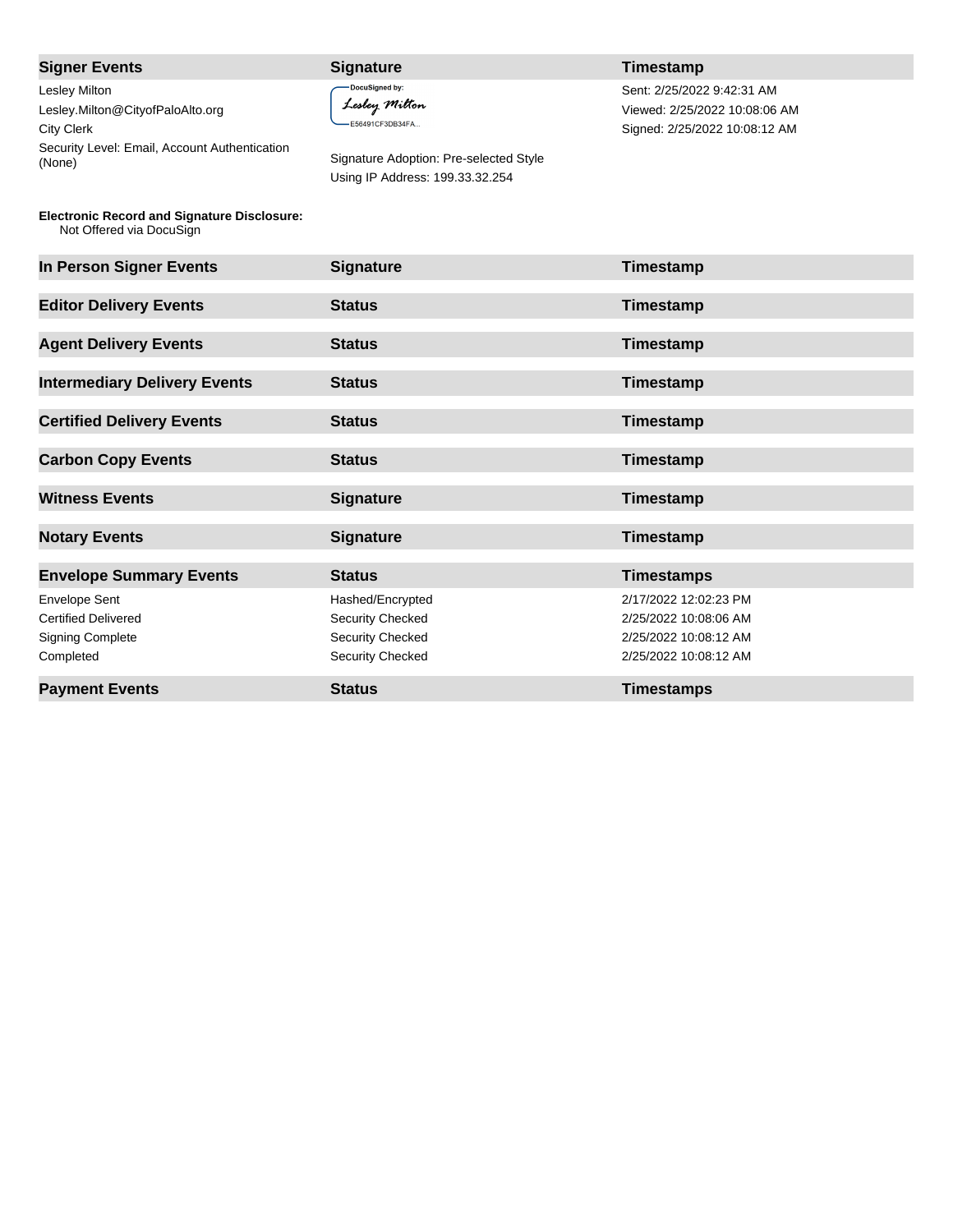| Signer Events | Signature | Timestamp |
|---|---|---|
| Lesley Milton<br>Lesley.Milton@CityofPaloAlto.org<br>City Clerk<br>Security Level: Email, Account Authentication (None) | DocuSigned by:<br>Lesley Milton<br>E56491CF3DB34FA...<br><br>Signature Adoption: Pre-selected Style<br>Using IP Address: 199.33.32.254 | Sent: 2/25/2022 9:42:31 AM<br>Viewed: 2/25/2022 10:08:06 AM<br>Signed: 2/25/2022 10:08:12 AM |

**Electronic Record and Signature Disclosure:**
Not Offered via DocuSign

| In Person Signer Events | Signature | Timestamp |
|---|---|---|

| Editor Delivery Events | Status | Timestamp |
|---|---|---|

| Agent Delivery Events | Status | Timestamp |
|---|---|---|

| Intermediary Delivery Events | Status | Timestamp |
|---|---|---|

| Certified Delivery Events | Status | Timestamp |
|---|---|---|

| Carbon Copy Events | Status | Timestamp |
|---|---|---|

| Witness Events | Signature | Timestamp |
|---|---|---|

| Notary Events | Signature | Timestamp |
|---|---|---|

| Envelope Summary Events | Status | Timestamps |
|---|---|---|
| Envelope Sent | Hashed/Encrypted | 2/17/2022 12:02:23 PM |
| Certified Delivered | Security Checked | 2/25/2022 10:08:06 AM |
| Signing Complete | Security Checked | 2/25/2022 10:08:12 AM |
| Completed | Security Checked | 2/25/2022 10:08:12 AM |

| Payment Events | Status | Timestamps |
|---|---|---|